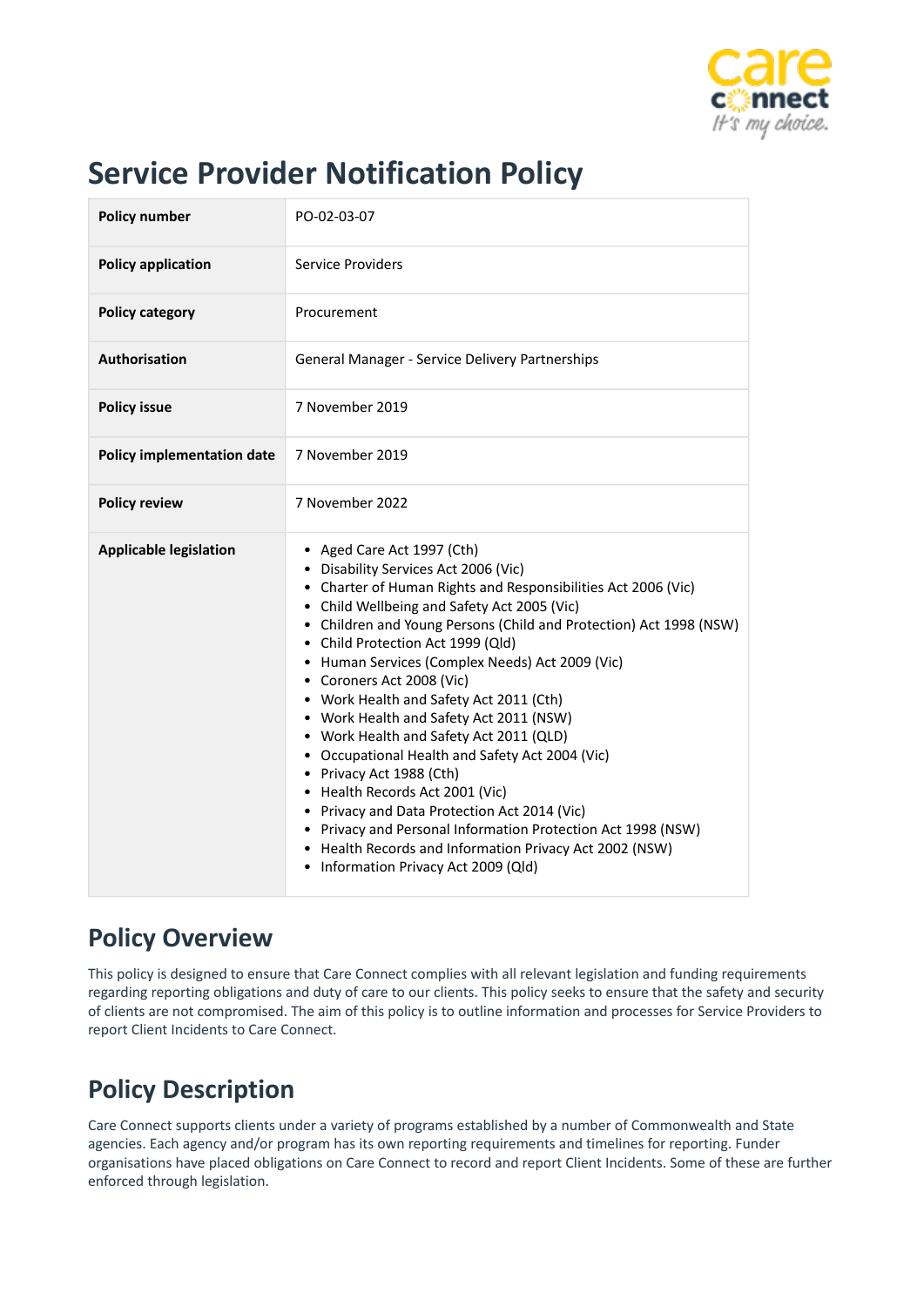# Service Provider Notification Policy

| **Policy number** | PO-02-03-07 |
|---|---|
| **Policy application** | Service Providers |
| **Policy category** | Procurement |
| **Authorisation** | General Manager - Service Delivery Partnerships |
| **Policy issue** | 7 November 2019 |
| **Policy implementation date** | 7 November 2019 |
| **Policy review** | 7 November 2022 |
| **Applicable legislation** | • Aged Care Act 1997 (Cth)<br>• Disability Services Act 2006 (Vic)<br>• Charter of Human Rights and Responsibilities Act 2006 (Vic)<br>• Child Wellbeing and Safety Act 2005 (Vic)<br>• Children and Young Persons (Child and Protection) Act 1998 (NSW)<br>• Child Protection Act 1999 (Qld)<br>• Human Services (Complex Needs) Act 2009 (Vic)<br>• Coroners Act 2008 (Vic)<br>• Work Health and Safety Act 2011 (Cth)<br>• Work Health and Safety Act 2011 (NSW)<br>• Work Health and Safety Act 2011 (QLD)<br>• Occupational Health and Safety Act 2004 (Vic)<br>• Privacy Act 1988 (Cth)<br>• Health Records Act 2001 (Vic)<br>• Privacy and Data Protection Act 2014 (Vic)<br>• Privacy and Personal Information Protection Act 1998 (NSW)<br>• Health Records and Information Privacy Act 2002 (NSW)<br>• Information Privacy Act 2009 (Qld) |

## Policy Overview

This policy is designed to ensure that Care Connect complies with all relevant legislation and funding requirements regarding reporting obligations and duty of care to our clients. This policy seeks to ensure that the safety and security of clients are not compromised. The aim of this policy is to outline information and processes for Service Providers to report Client Incidents to Care Connect.

## Policy Description

Care Connect supports clients under a variety of programs established by a number of Commonwealth and State agencies. Each agency and/or program has its own reporting requirements and timelines for reporting. Funder organisations have placed obligations on Care Connect to record and report Client Incidents. Some of these are further enforced through legislation.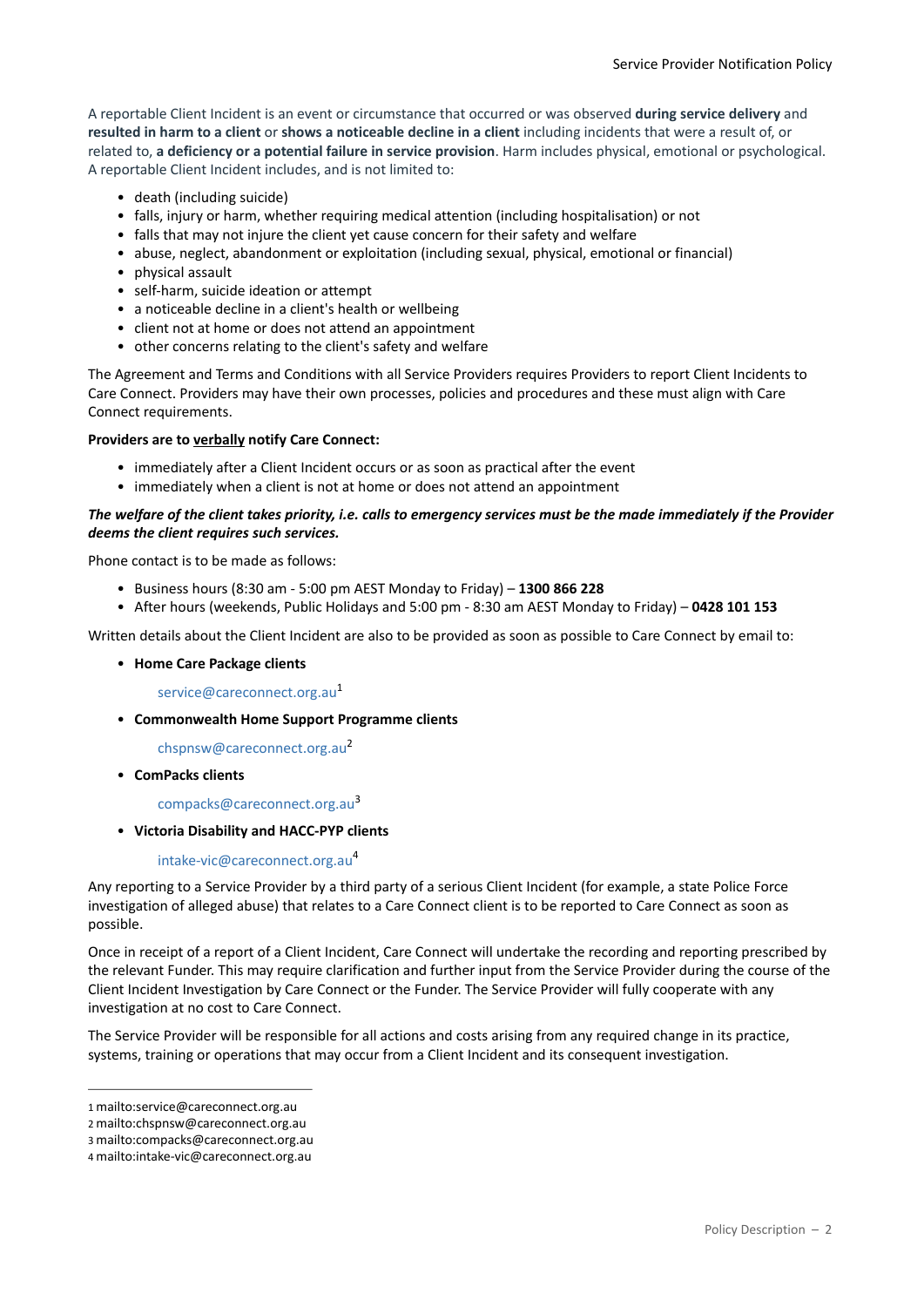A reportable Client Incident is an event or circumstance that occurred or was observed **during service delivery** and **resulted in harm to a client** or **shows a noticeable decline in a client** including incidents that were a result of, or related to, **a deficiency or a potential failure in service provision**. Harm includes physical, emotional or psychological. A reportable Client Incident includes, and is not limited to:

- death (including suicide)
- falls, injury or harm, whether requiring medical attention (including hospitalisation) or not
- falls that may not injure the client yet cause concern for their safety and welfare
- abuse, neglect, abandonment or exploitation (including sexual, physical, emotional or financial)
- physical assault
- self-harm, suicide ideation or attempt
- a noticeable decline in a client's health or wellbeing
- client not at home or does not attend an appointment
- other concerns relating to the client's safety and welfare

The Agreement and Terms and Conditions with all Service Providers requires Providers to report Client Incidents to Care Connect. Providers may have their own processes, policies and procedures and these must align with Care Connect requirements.

**Providers are to <u>verbally</u> notify Care Connect:**

- immediately after a Client Incident occurs or as soon as practical after the event
- immediately when a client is not at home or does not attend an appointment

***The welfare of the client takes priority, i.e. calls to emergency services must be the made immediately if the Provider deems the client requires such services.***

Phone contact is to be made as follows:

- Business hours (8:30 am - 5:00 pm AEST Monday to Friday) – **1300 866 228**
- After hours (weekends, Public Holidays and 5:00 pm - 8:30 am AEST Monday to Friday) – **0428 101 153**

Written details about the Client Incident are also to be provided as soon as possible to Care Connect by email to:

- **Home Care Package clients**

  service@careconnect.org.au[1]

- **Commonwealth Home Support Programme clients**

  chspnsw@careconnect.org.au[2]

- **ComPacks clients**

  compacks@careconnect.org.au[3]

- **Victoria Disability and HACC-PYP clients**

  intake-vic@careconnect.org.au[4]

Any reporting to a Service Provider by a third party of a serious Client Incident (for example, a state Police Force investigation of alleged abuse) that relates to a Care Connect client is to be reported to Care Connect as soon as possible.

Once in receipt of a report of a Client Incident, Care Connect will undertake the recording and reporting prescribed by the relevant Funder. This may require clarification and further input from the Service Provider during the course of the Client Incident Investigation by Care Connect or the Funder. The Service Provider will fully cooperate with any investigation at no cost to Care Connect.

The Service Provider will be responsible for all actions and costs arising from any required change in its practice, systems, training or operations that may occur from a Client Incident and its consequent investigation.

---

1 mailto:service@careconnect.org.au
2 mailto:chspnsw@careconnect.org.au
3 mailto:compacks@careconnect.org.au
4 mailto:intake-vic@careconnect.org.au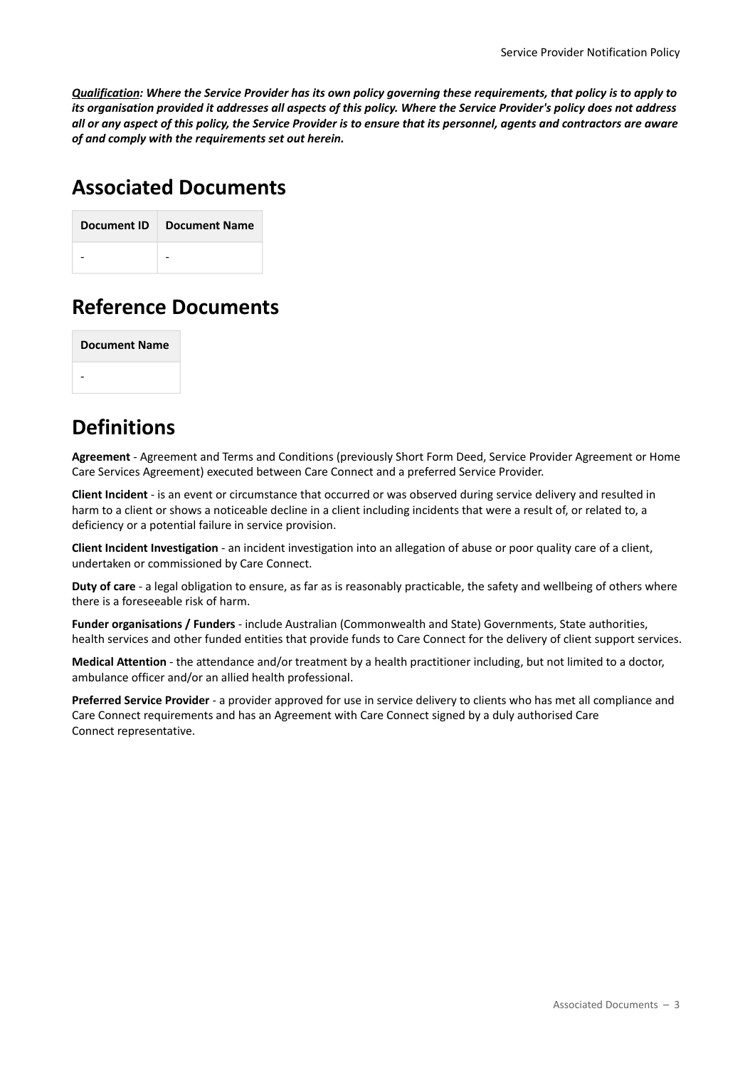***<u>Qualification</u>*: Where the Service Provider has its own policy governing these requirements, that policy is to apply to its organisation provided it addresses all aspects of this policy. Where the Service Provider's policy does not address all or any aspect of this policy, the Service Provider is to ensure that its personnel, agents and contractors are aware of and comply with the requirements set out herein.***

## Associated Documents

| Document ID | Document Name |
|---|---|
| - | - |

## Reference Documents

| Document Name |
|---|
| - |

## Definitions

**Agreement** - Agreement and Terms and Conditions (previously Short Form Deed, Service Provider Agreement or Home Care Services Agreement) executed between Care Connect and a preferred Service Provider.

**Client Incident** - is an event or circumstance that occurred or was observed during service delivery and resulted in harm to a client or shows a noticeable decline in a client including incidents that were a result of, or related to, a deficiency or a potential failure in service provision.

**Client Incident Investigation** - an incident investigation into an allegation of abuse or poor quality care of a client, undertaken or commissioned by Care Connect.

**Duty of care** - a legal obligation to ensure, as far as is reasonably practicable, the safety and wellbeing of others where there is a foreseeable risk of harm.

**Funder organisations / Funders** - include Australian (Commonwealth and State) Governments, State authorities, health services and other funded entities that provide funds to Care Connect for the delivery of client support services.

**Medical Attention** - the attendance and/or treatment by a health practitioner including, but not limited to a doctor, ambulance officer and/or an allied health professional.

**Preferred Service Provider** - a provider approved for use in service delivery to clients who has met all compliance and Care Connect requirements and has an Agreement with Care Connect signed by a duly authorised Care Connect representative.